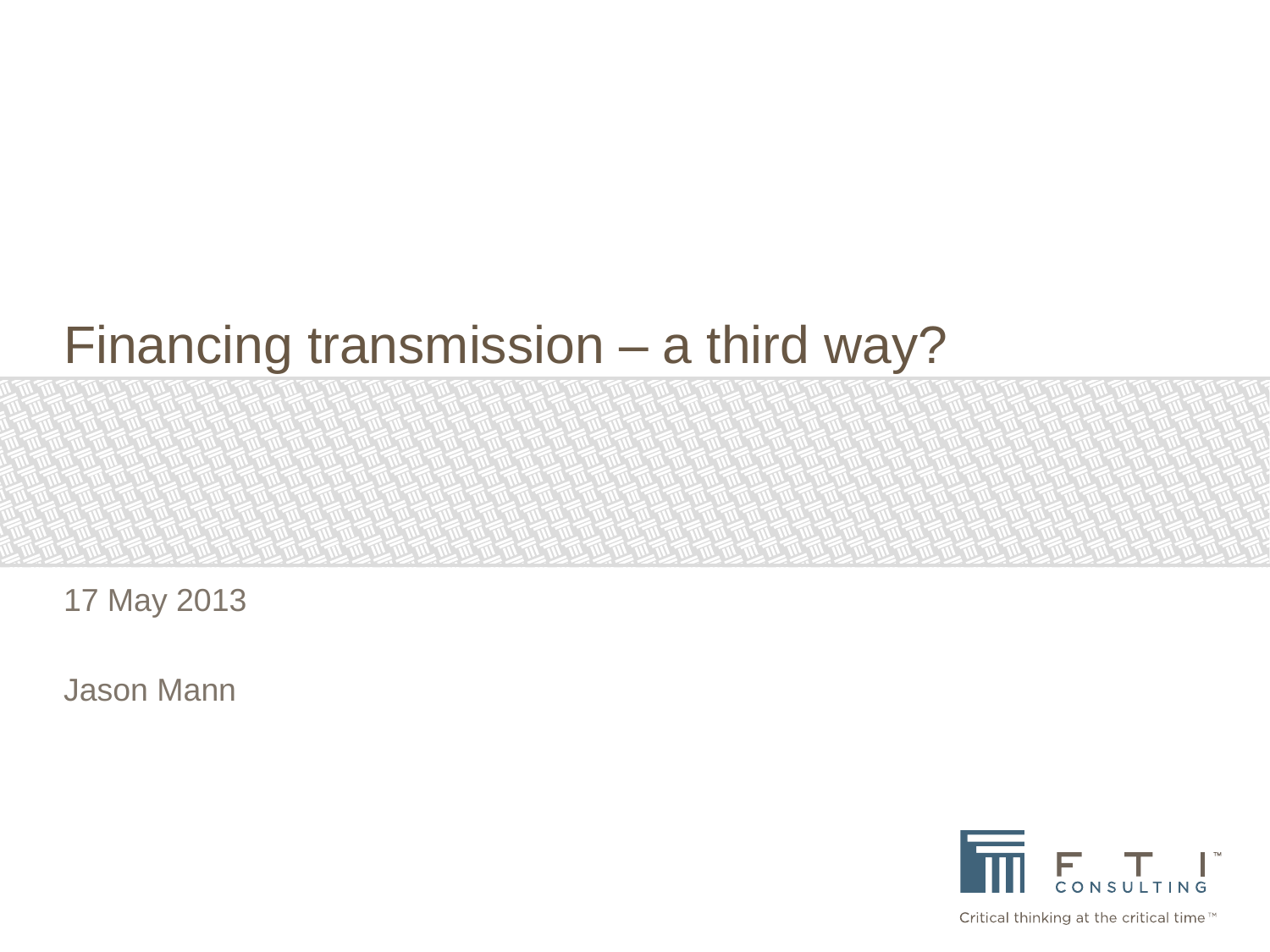# Financing transmission – a third way?

17 May 2013

Jason Mann

FTI CONSULTING

Critical thinking at the critical time™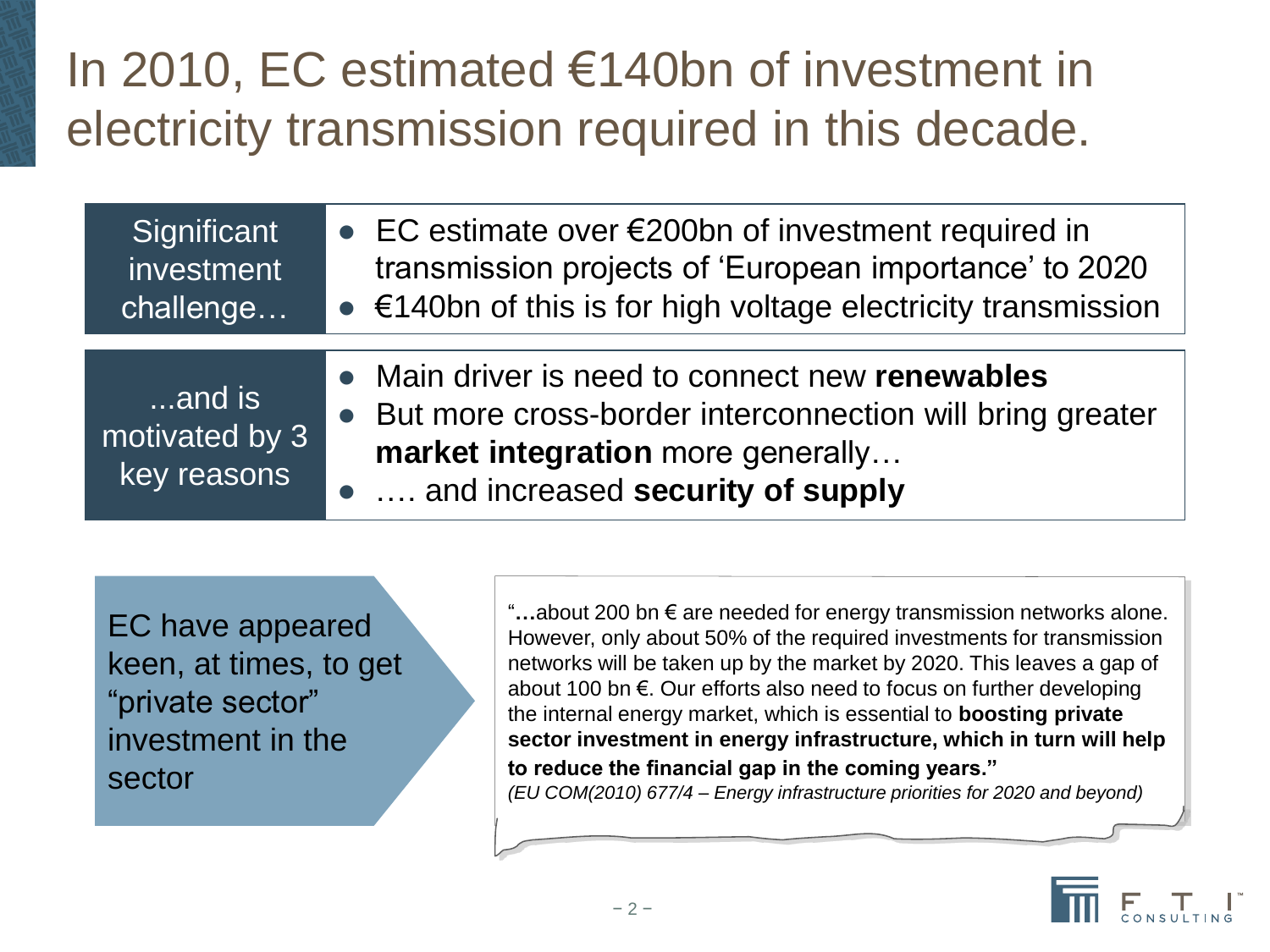# In 2010, EC estimated €140bn of investment in electricity transmission required in this decade.

| Significant investment challenge… | • EC estimate over €200bn of investment required in transmission projects of 'European importance' to 2020<br>• €140bn of this is for high voltage electricity transmission |
| --- | --- |
| ...and is motivated by 3 key reasons | • Main driver is need to connect new **renewables**<br>• But more cross-border interconnection will bring greater **market integration** more generally…<br>• …. and increased **security of supply** |

EC have appeared keen, at times, to get "private sector" investment in the sector

"**…**about 200 bn € are needed for energy transmission networks alone. However, only about 50% of the required investments for transmission networks will be taken up by the market by 2020. This leaves a gap of about 100 bn €. Our efforts also need to focus on further developing the internal energy market, which is essential to **boosting private sector investment in energy infrastructure, which in turn will help to reduce the financial gap in the coming years."**

*(EU COM(2010) 677/4 – Energy infrastructure priorities for 2020 and beyond)*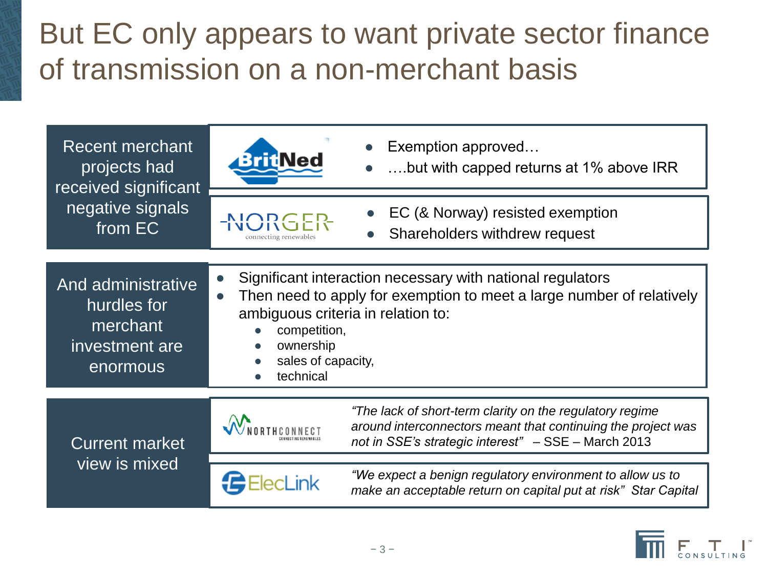# But EC only appears to want private sector finance of transmission on a non-merchant basis

## Recent merchant projects had received significant negative signals from EC

**BritNed**

- Exemption approved…
- ….but with capped returns at 1% above IRR

**NORGER** – connecting renewables

- EC (& Norway) resisted exemption
- Shareholders withdrew request

## And administrative hurdles for merchant investment are enormous

- Significant interaction necessary with national regulators
- Then need to apply for exemption to meet a large number of relatively ambiguous criteria in relation to:
  - competition,
  - ownership
  - sales of capacity,
  - technical

## Current market view is mixed

**NORTHCONNECT** – Connecting renewables

*"The lack of short-term clarity on the regulatory regime around interconnectors meant that continuing the project was not in SSE's strategic interest"* – SSE – March 2013

**ElecLink**

*"We expect a benign regulatory environment to allow us to make an acceptable return on capital put at risk"* Star Capital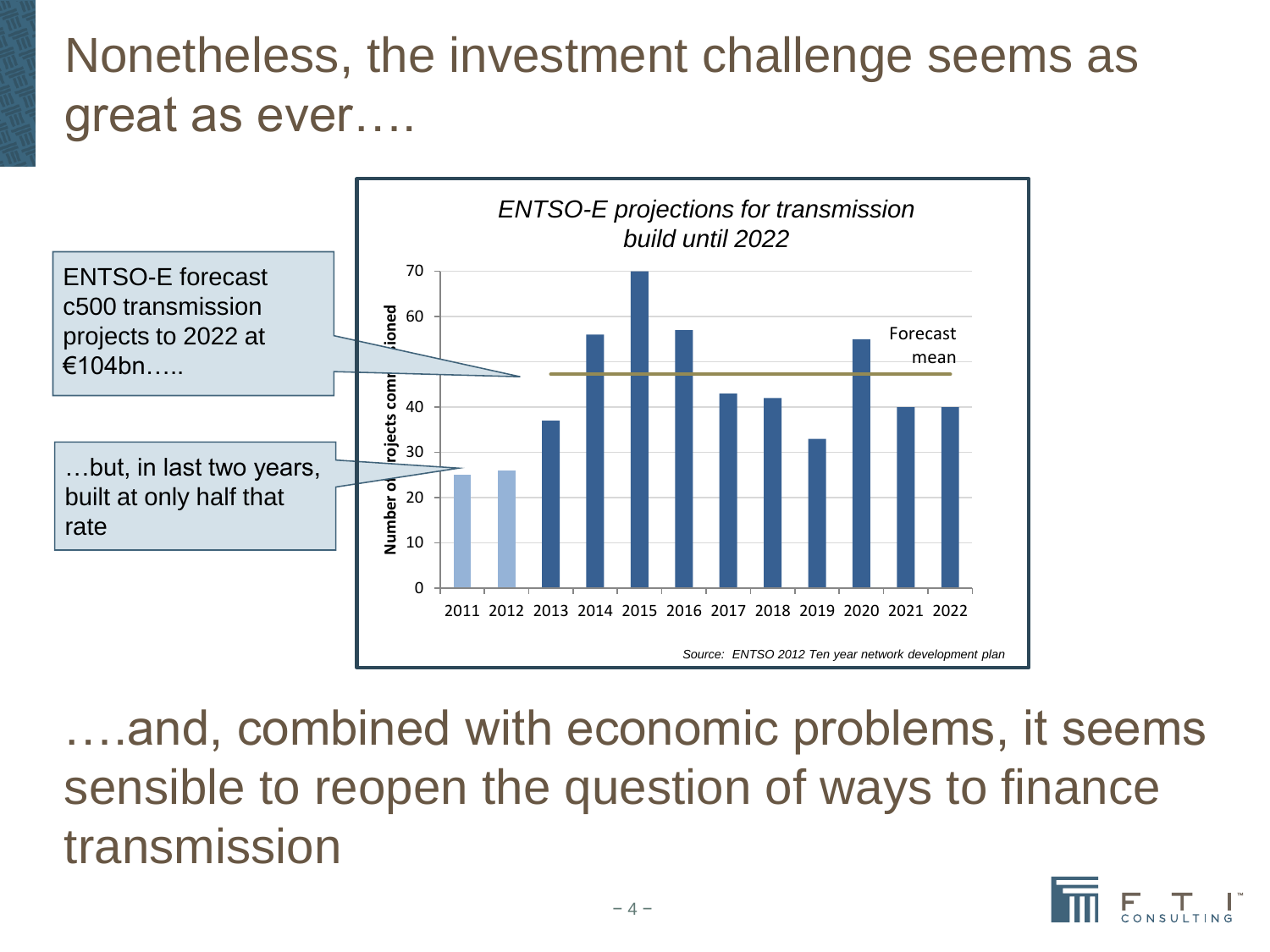# Nonetheless, the investment challenge seems as great as ever….

ENTSO-E forecast c500 transmission projects to 2022 at €104bn…..

…but, in last two years, built at only half that rate

*ENTSO-E projections for transmission build until 2022*

| Year | Number of projects commissioned |
|---|---|
| 2011 | 25 |
| 2012 | 26 |
| 2013 | 37 |
| 2014 | 56 |
| 2015 | 70 |
| 2016 | 57 |
| 2017 | 43 |
| 2018 | 42 |
| 2019 | 33 |
| 2020 | 55 |
| 2021 | 40 |
| 2022 | 40 |

Forecast mean

*Source: ENTSO 2012 Ten year network development plan*

….and, combined with economic problems, it seems sensible to reopen the question of ways to finance transmission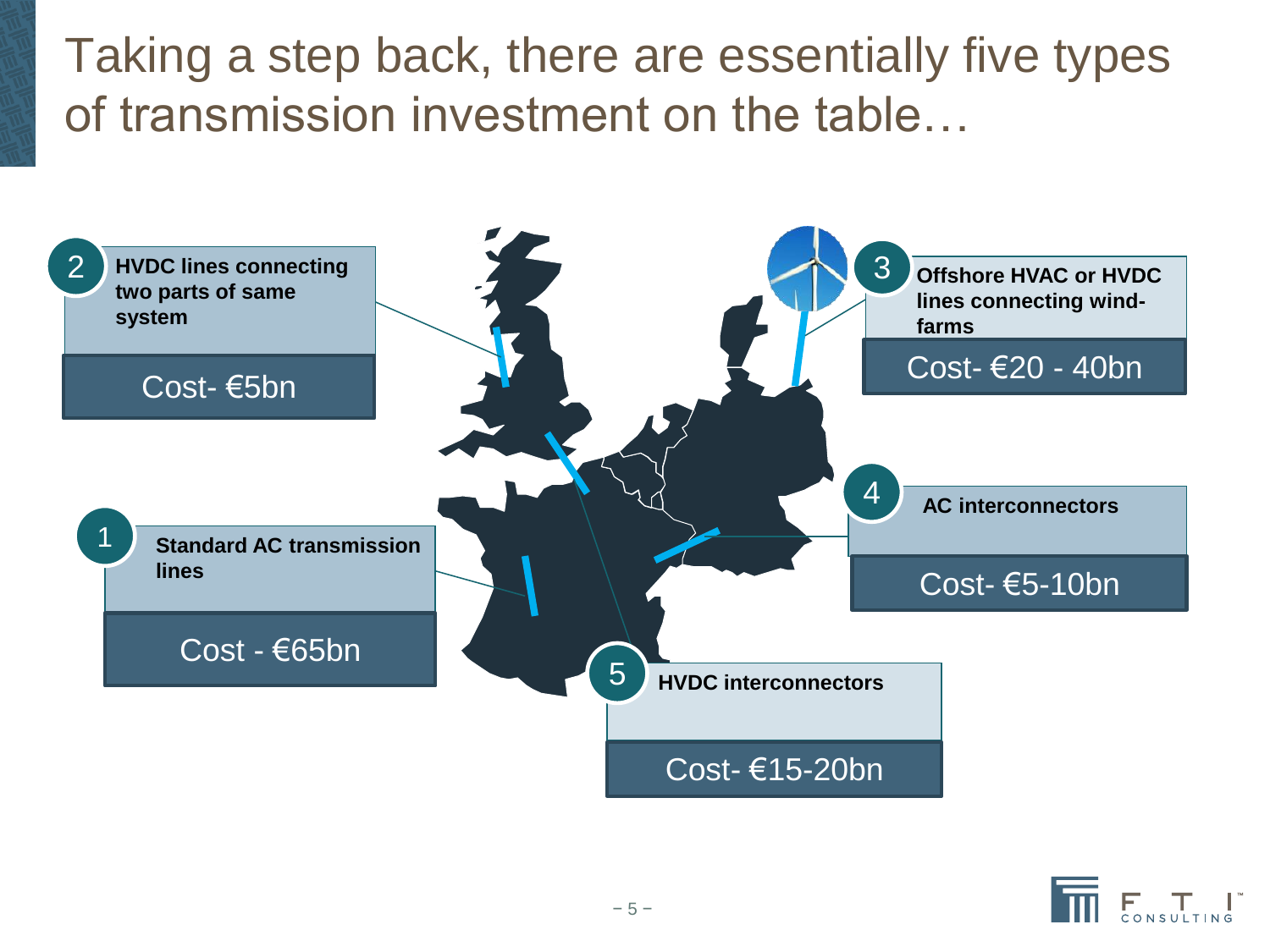# Taking a step back, there are essentially five types of transmission investment on the table…

**1 — Standard AC transmission lines**

Cost - €65bn

**2 — HVDC lines connecting two parts of same system**

Cost- €5bn

**3 — Offshore HVAC or HVDC lines connecting wind-farms**

Cost- €20 - 40bn

**4 — AC interconnectors**

Cost- €5-10bn

**5 — HVDC interconnectors**

Cost- €15-20bn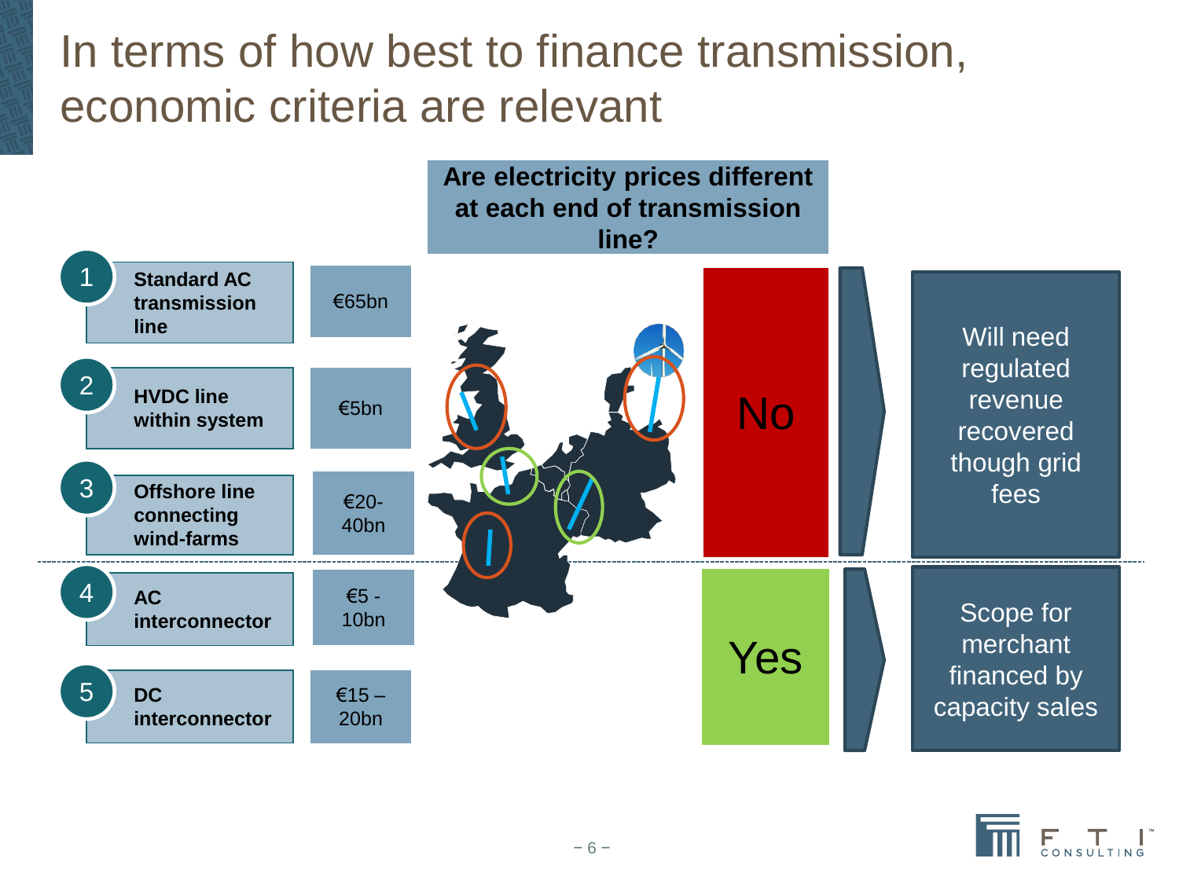# In terms of how best to finance transmission, economic criteria are relevant

| | Type | Cost |
|---|---|---|
| 1 | Standard AC transmission line | €65bn |
| 2 | HVDC line within system | €5bn |
| 3 | Offshore line connecting wind-farms | €20-40bn |
| 4 | AC interconnector | €5 - 10bn |
| 5 | DC interconnector | €15 – 20bn |

**Are electricity prices different at each end of transmission line?**

- **No** → Will need regulated revenue recovered though grid fees
- **Yes** → Scope for merchant financed by capacity sales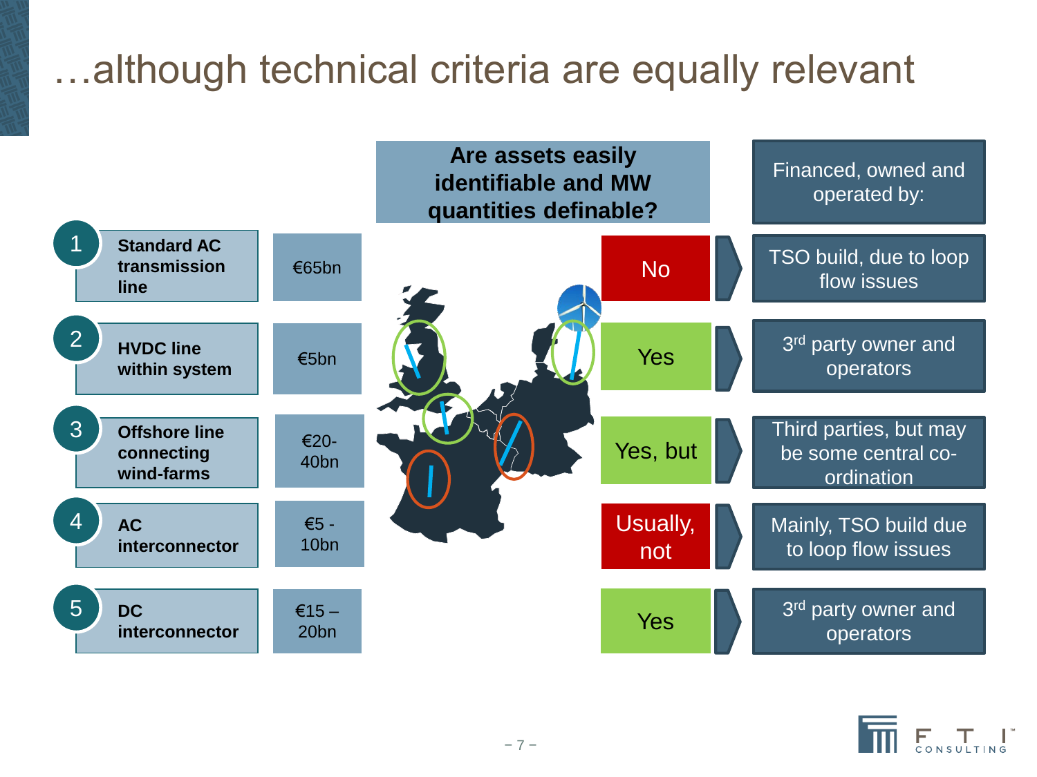# …although technical criteria are equally relevant

| # | Asset | Cost | Are assets easily identifiable and MW quantities definable? | Financed, owned and operated by: |
|---|---|---|---|---|
| 1 | Standard AC transmission line | €65bn | No | TSO build, due to loop flow issues |
| 2 | HVDC line within system | €5bn | Yes | 3rd party owner and operators |
| 3 | Offshore line connecting wind-farms | €20-40bn | Yes, but | Third parties, but may be some central co-ordination |
| 4 | AC interconnector | €5 - 10bn | Usually, not | Mainly, TSO build due to loop flow issues |
| 5 | DC interconnector | €15 – 20bn | Yes | 3rd party owner and operators |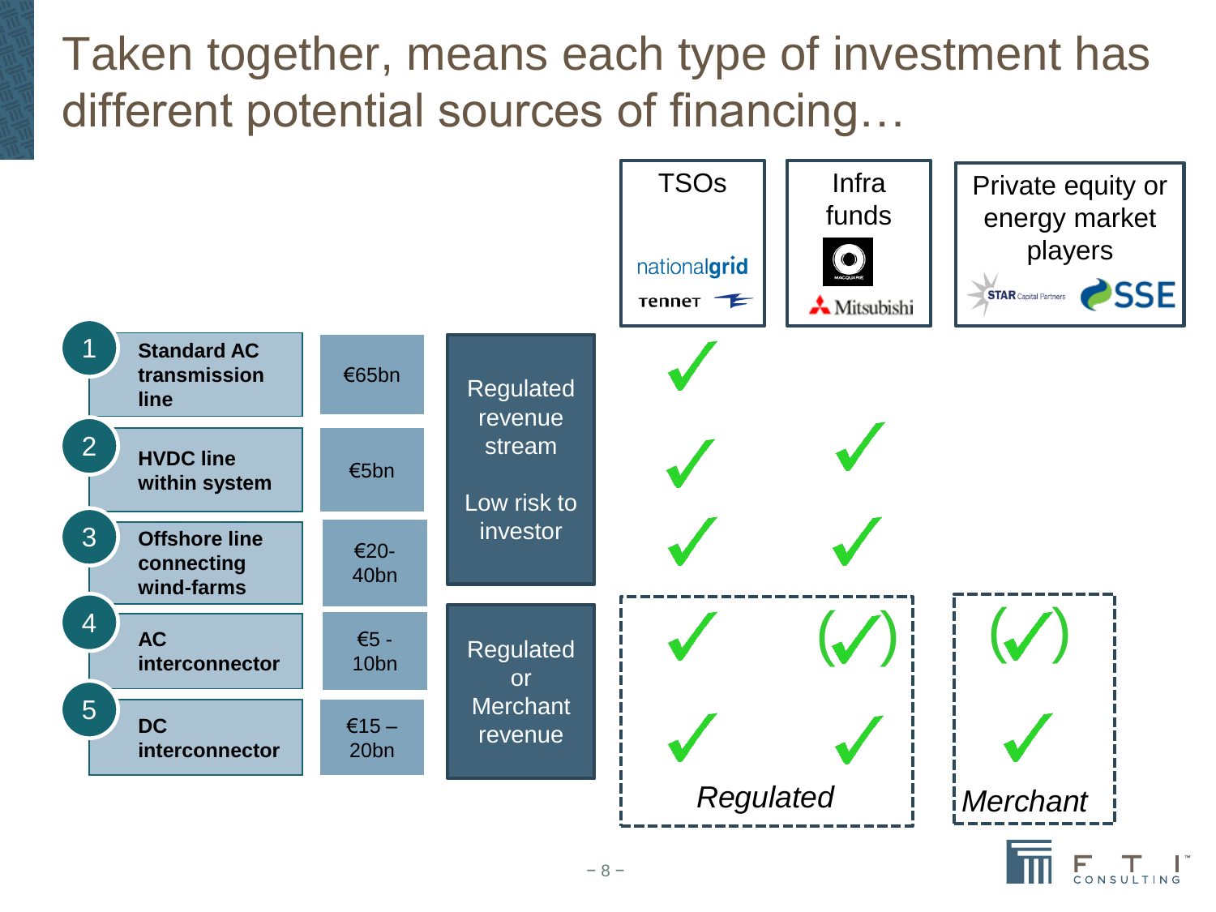# Taken together, means each type of investment has different potential sources of financing…

| # | Investment type | Size | Revenue type | TSOs (nationalgrid, TenneT) | Infra funds (Macquarie, Mitsubishi) | Private equity or energy market players (STAR Capital Partners, SSE) |
|---|---|---|---|---|---|---|
| 1 | Standard AC transmission line | €65bn | Regulated revenue stream<br>Low risk to investor | ✓ | | |
| 2 | HVDC line within system | €5bn | | ✓ | ✓ | |
| 3 | Offshore line connecting wind-farms | €20-40bn | | ✓ | ✓ | |
| 4 | AC interconnector | €5 - 10bn | Regulated or Merchant revenue | ✓ | (✓) | (✓) |
| 5 | DC interconnector | €15 – 20bn | | ✓ | ✓ | ✓ |

For rows 4 and 5, the TSOs and Infra funds columns fall under *Regulated*, and the Private equity or energy market players column falls under *Merchant*.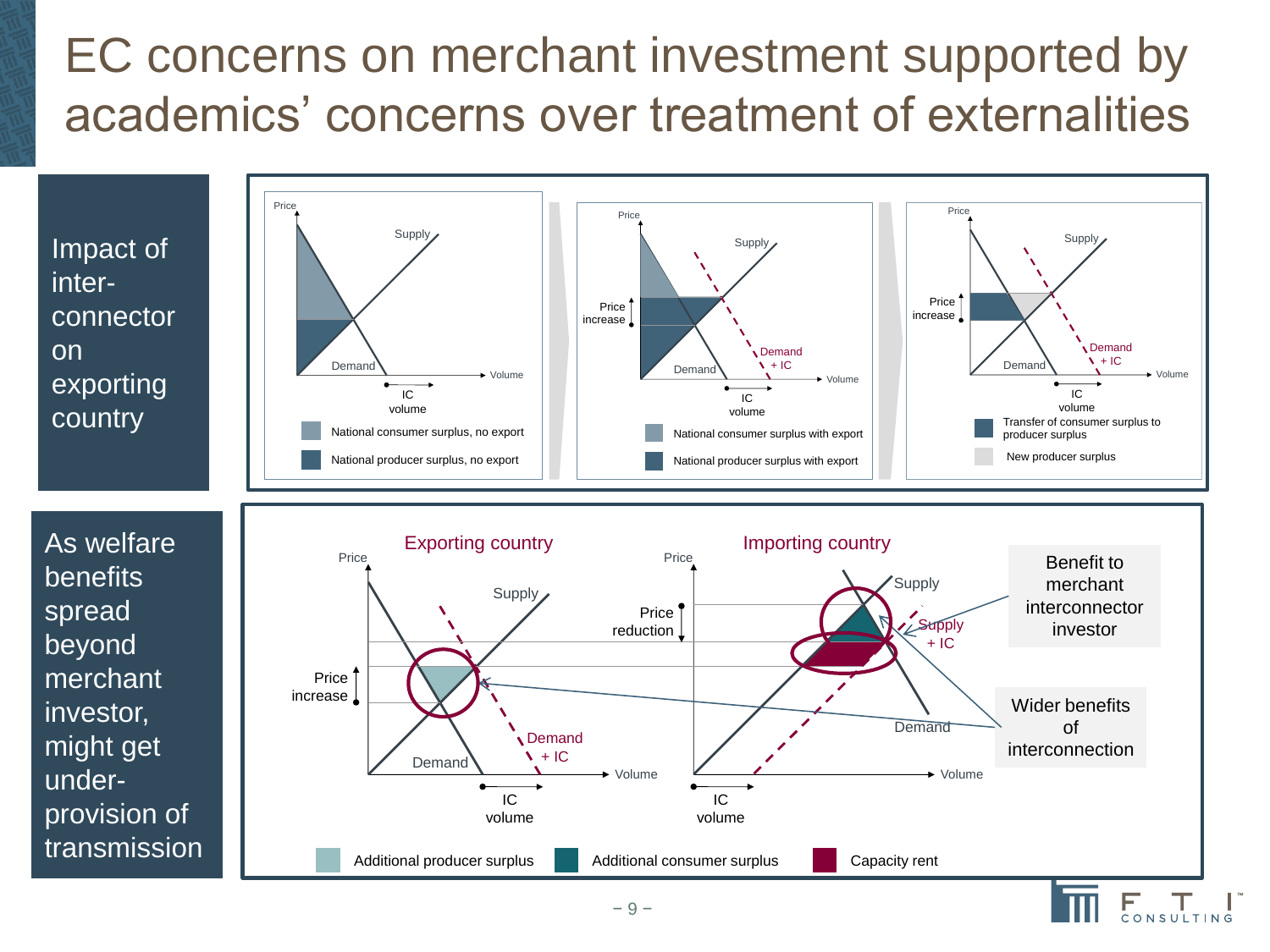# EC concerns on merchant investment supported by academics' concerns over treatment of externalities

## Impact of inter-connector on exporting country

Price

Supply

Demand

Volume

IC volume

- National consumer surplus, no export
- National producer surplus, no export

Price

Supply

Price increase

Demand + IC

Demand

Volume

IC volume

- National consumer surplus with export
- National producer surplus with export

Price

Supply

Price increase

Demand + IC

Demand

Volume

IC volume

- Transfer of consumer surplus to producer surplus
- New producer surplus

## As welfare benefits spread beyond merchant investor, might get under-provision of transmission

**Exporting country**

Price

Supply

Price increase

Demand + IC

Demand

Volume

IC volume

**Importing country**

Price

Supply

Price reduction

Supply + IC

Demand

Volume

IC volume

Benefit to merchant interconnector investor

Wider benefits of interconnection

- Additional producer surplus
- Additional consumer surplus
- Capacity rent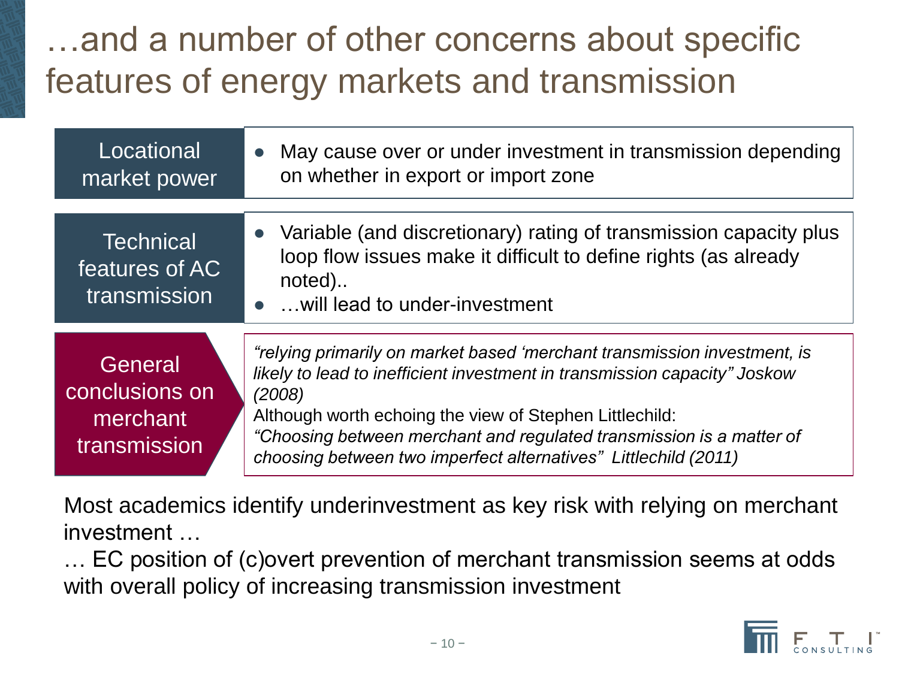# …and a number of other concerns about specific features of energy markets and transmission

| | |
|---|---|
| Locational market power | • May cause over or under investment in transmission depending on whether in export or import zone |
| Technical features of AC transmission | • Variable (and discretionary) rating of transmission capacity plus loop flow issues make it difficult to define rights (as already noted).. <br> • …will lead to under-investment |
| General conclusions on merchant transmission | *"relying primarily on market based 'merchant transmission investment, is likely to lead to inefficient investment in transmission capacity" Joskow (2008)* <br> Although worth echoing the view of Stephen Littlechild: <br> *"Choosing between merchant and regulated transmission is a matter of choosing between two imperfect alternatives" Littlechild (2011)* |

Most academics identify underinvestment as key risk with relying on merchant investment …

… EC position of (c)overt prevention of merchant transmission seems at odds with overall policy of increasing transmission investment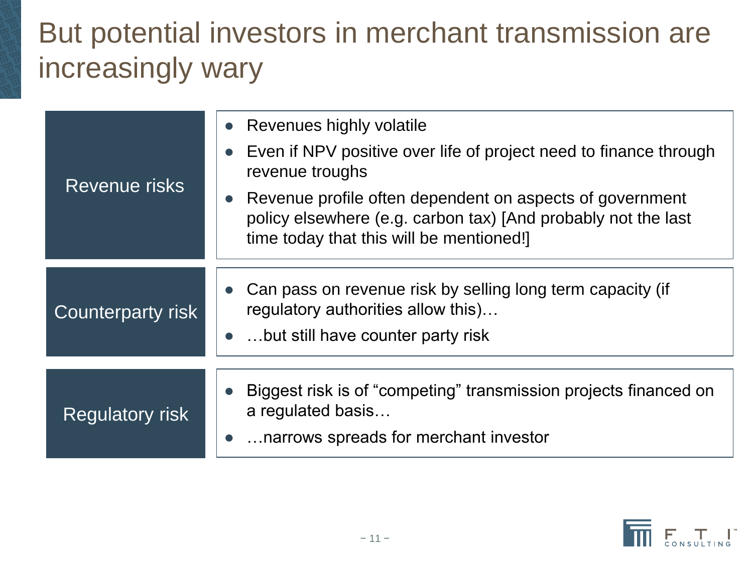# But potential investors in merchant transmission are increasingly wary

| | |
|---|---|
| Revenue risks | • Revenues highly volatile<br>• Even if NPV positive over life of project need to finance through revenue troughs<br>• Revenue profile often dependent on aspects of government policy elsewhere (e.g. carbon tax) [And probably not the last time today that this will be mentioned!] |
| Counterparty risk | • Can pass on revenue risk by selling long term capacity (if regulatory authorities allow this)…<br>• …but still have counter party risk |
| Regulatory risk | • Biggest risk is of “competing” transmission projects financed on a regulated basis…<br>• …narrows spreads for merchant investor |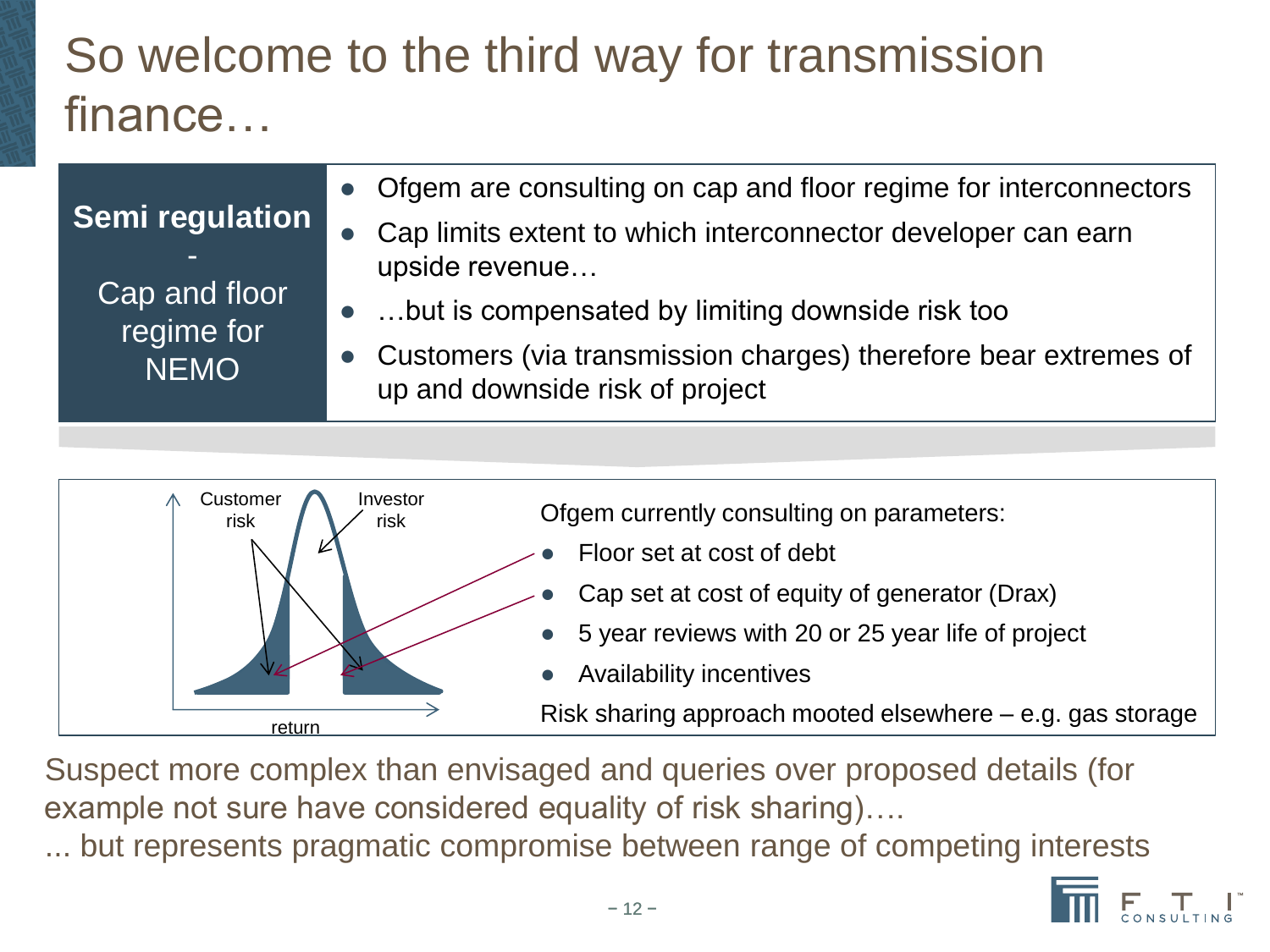# So welcome to the third way for transmission finance…

**Semi regulation**

-

Cap and floor regime for NEMO

- Ofgem are consulting on cap and floor regime for interconnectors
- Cap limits extent to which interconnector developer can earn upside revenue…
- …but is compensated by limiting downside risk too
- Customers (via transmission charges) therefore bear extremes of up and downside risk of project

Customer risk

Investor risk

return

Ofgem currently consulting on parameters:

- Floor set at cost of debt
- Cap set at cost of equity of generator (Drax)
- 5 year reviews with 20 or 25 year life of project
- Availability incentives

Risk sharing approach mooted elsewhere – e.g. gas storage

Suspect more complex than envisaged and queries over proposed details (for example not sure have considered equality of risk sharing)….

... but represents pragmatic compromise between range of competing interests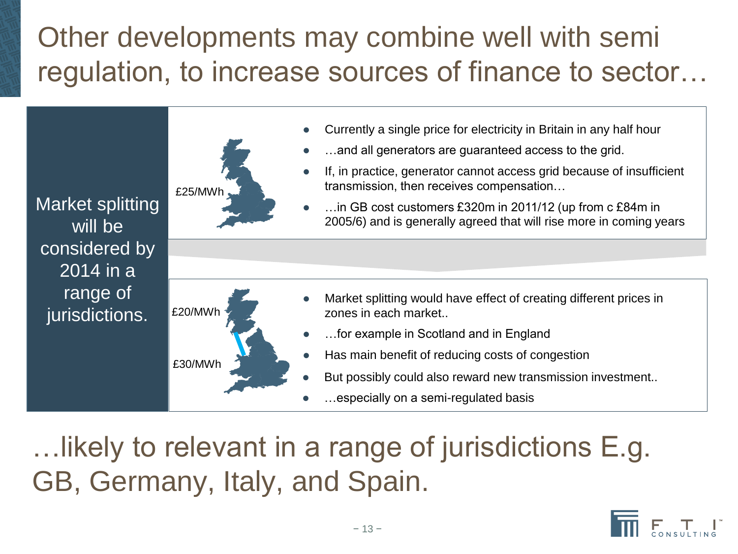# Other developments may combine well with semi regulation, to increase sources of finance to sector…

**Market splitting will be considered by 2014 in a range of jurisdictions.**

£25/MWh

- Currently a single price for electricity in Britain in any half hour
- …and all generators are guaranteed access to the grid.
- If, in practice, generator cannot access grid because of insufficient transmission, then receives compensation…
- …in GB cost customers £320m in 2011/12 (up from c £84m in 2005/6) and is generally agreed that will rise more in coming years

£20/MWh

£30/MWh

- Market splitting would have effect of creating different prices in zones in each market..
- …for example in Scotland and in England
- Has main benefit of reducing costs of congestion
- But possibly could also reward new transmission investment..
- …especially on a semi-regulated basis

## …likely to relevant in a range of jurisdictions E.g. GB, Germany, Italy, and Spain.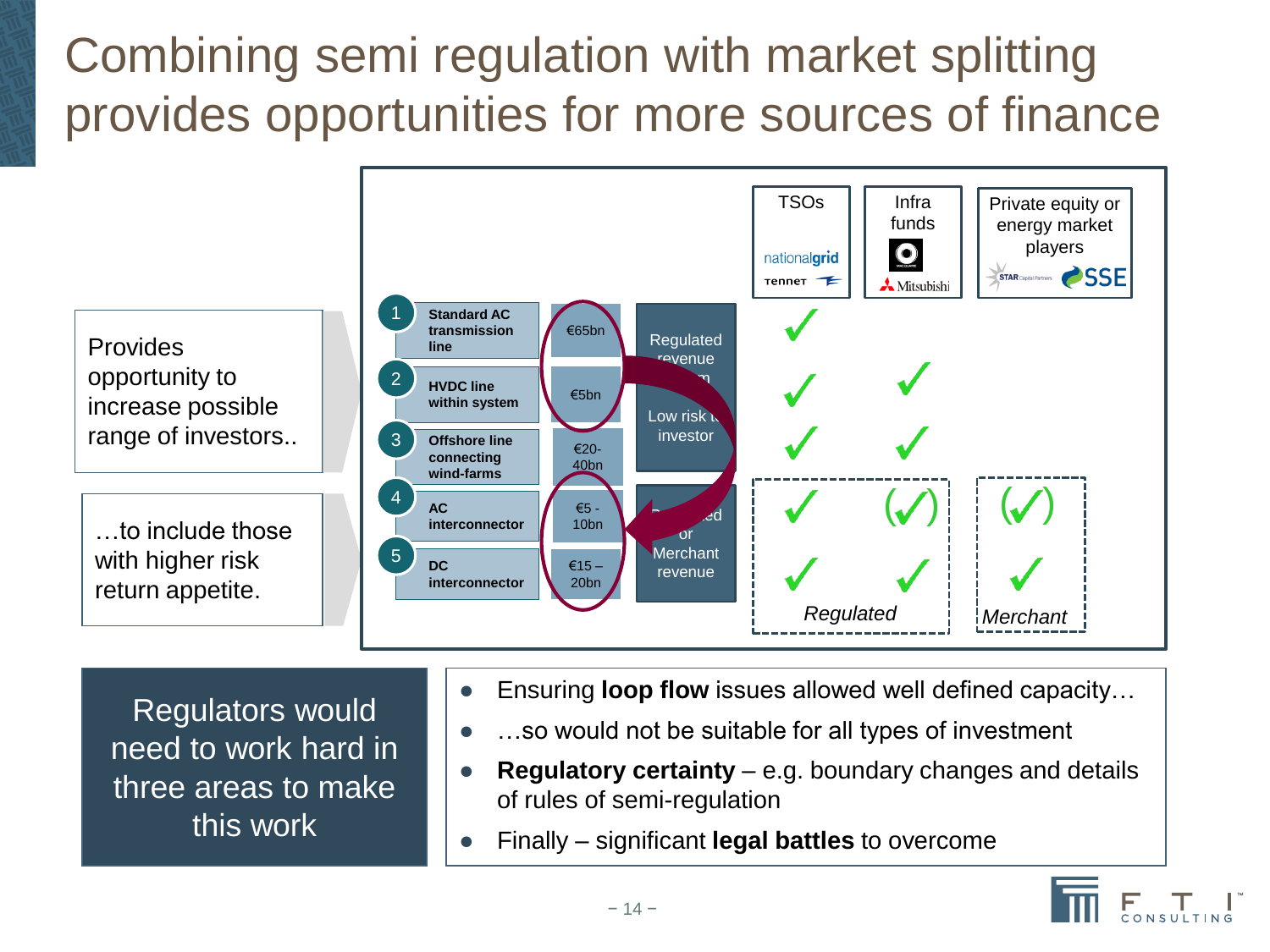# Combining semi regulation with market splitting provides opportunities for more sources of finance

Provides opportunity to increase possible range of investors..

…to include those with higher risk return appetite.

| # | Type | Cost | Revenue | TSOs (nationalgrid, TenneT) | Infra funds (Macquarie, Mitsubishi) | Private equity or energy market players (STAR Capital Partners, SSE) |
|---|---|---|---|---|---|---|
| 1 | Standard AC transmission line | €65bn | Regulated revenue stream – Low risk to investor | ✓ | | |
| 2 | HVDC line within system | €5bn | | ✓ | ✓ | |
| 3 | Offshore line connecting wind-farms | €20-40bn | | ✓ | ✓ | |
| 4 | AC interconnector | €5 - 10bn | Regulated or Merchant revenue | ✓ *(Regulated)* | (✓) *(Regulated)* | (✓) *(Merchant)* |
| 5 | DC interconnector | €15 – 20bn | | ✓ *(Regulated)* | ✓ *(Regulated)* | ✓ *(Merchant)* |

Regulators would need to work hard in three areas to make this work

- Ensuring **loop flow** issues allowed well defined capacity…
- …so would not be suitable for all types of investment
- **Regulatory certainty** – e.g. boundary changes and details of rules of semi-regulation
- Finally – significant **legal battles** to overcome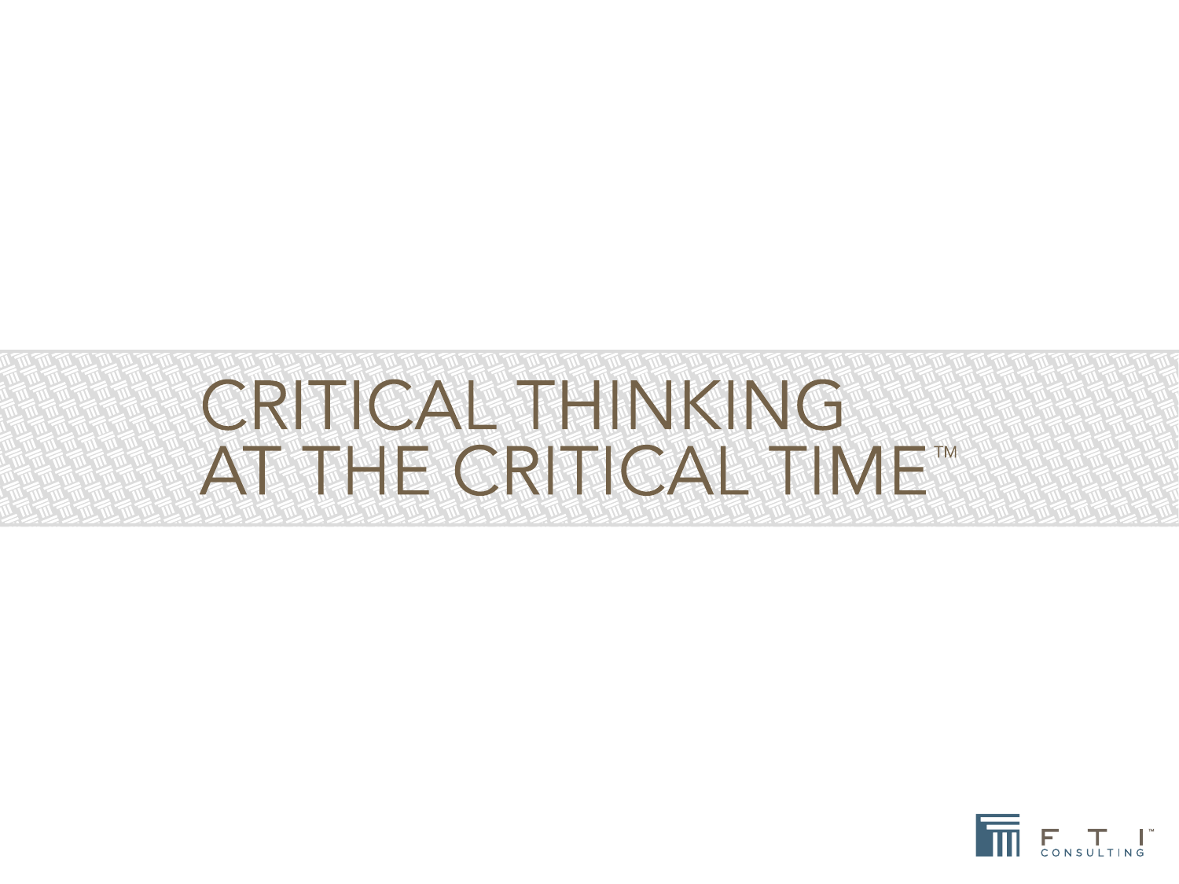# CRITICAL THINKING AT THE CRITICAL TIME™

F T I™
CONSULTING